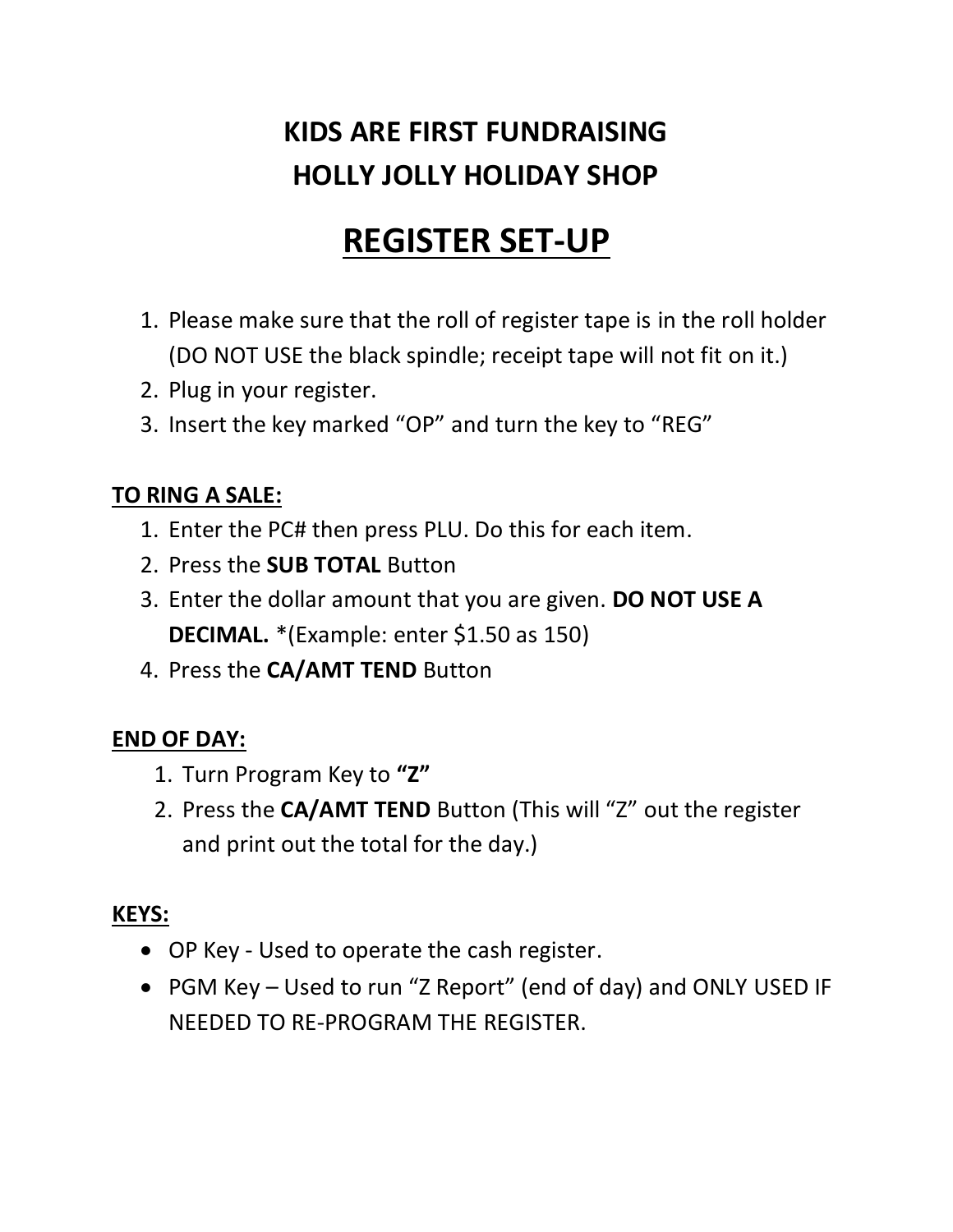# KIDS ARE FIRST FUNDRAISING
# HOLLY JOLLY HOLIDAY SHOP

## REGISTER SET-UP

1. Please make sure that the roll of register tape is in the roll holder (DO NOT USE the black spindle; receipt tape will not fit on it.)
2. Plug in your register.
3. Insert the key marked "OP" and turn the key to "REG"

**TO RING A SALE:**

1. Enter the PC# then press PLU. Do this for each item.
2. Press the **SUB TOTAL** Button
3. Enter the dollar amount that you are given. **DO NOT USE A DECIMAL.** *(Example: enter $1.50 as 150)
4. Press the **CA/AMT TEND** Button

**END OF DAY:**

1. Turn Program Key to **"Z"**
2. Press the **CA/AMT TEND** Button (This will "Z" out the register and print out the total for the day.)

**KEYS:**

- OP Key - Used to operate the cash register.
- PGM Key – Used to run "Z Report" (end of day) and ONLY USED IF NEEDED TO RE-PROGRAM THE REGISTER.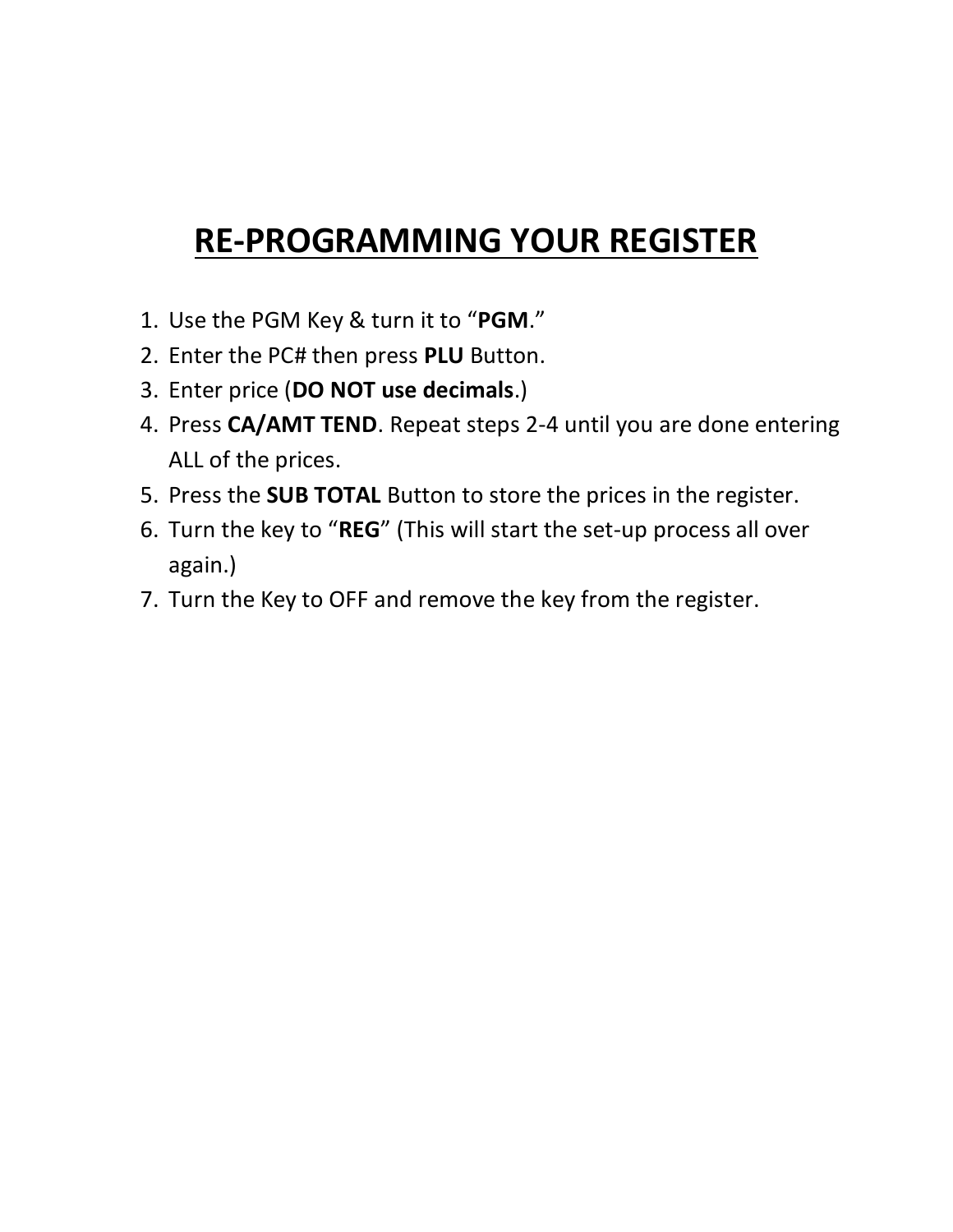# RE-PROGRAMMING YOUR REGISTER

1. Use the PGM Key & turn it to "**PGM**."
2. Enter the PC# then press **PLU** Button.
3. Enter price (**DO NOT use decimals**.)
4. Press **CA/AMT TEND**. Repeat steps 2-4 until you are done entering ALL of the prices.
5. Press the **SUB TOTAL** Button to store the prices in the register.
6. Turn the key to "**REG**" (This will start the set-up process all over again.)
7. Turn the Key to OFF and remove the key from the register.